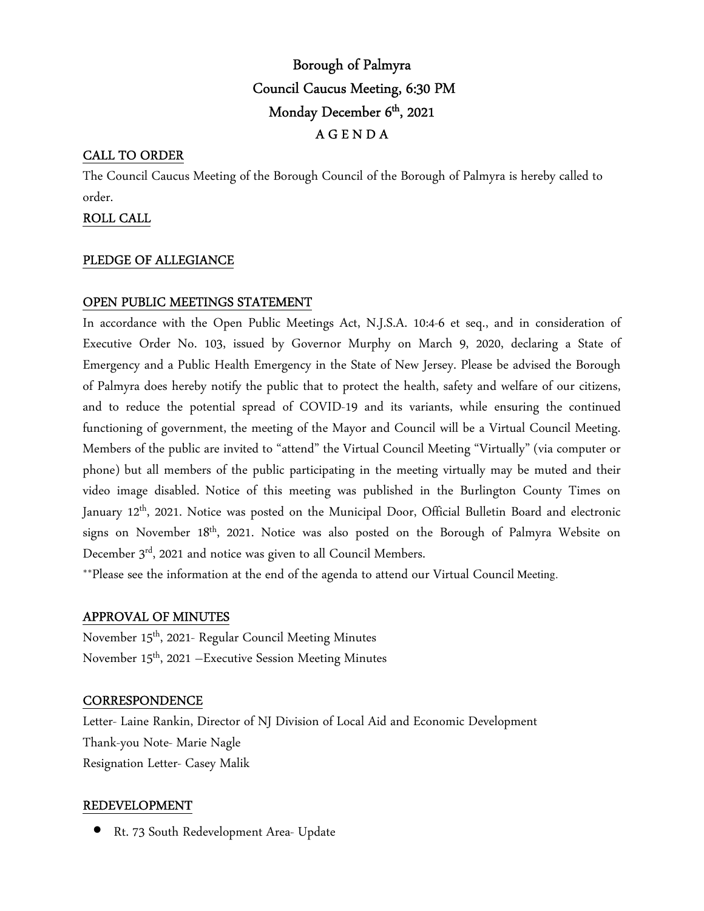# Borough of Palmyra
## Council Caucus Meeting, 6:30 PM
## Monday December 6th, 2021
## A G E N D A

**CALL TO ORDER**

The Council Caucus Meeting of the Borough Council of the Borough of Palmyra is hereby called to order.

**ROLL CALL**

**PLEDGE OF ALLEGIANCE**

**OPEN PUBLIC MEETINGS STATEMENT**

In accordance with the Open Public Meetings Act, N.J.S.A. 10:4-6 et seq., and in consideration of Executive Order No. 103, issued by Governor Murphy on March 9, 2020, declaring a State of Emergency and a Public Health Emergency in the State of New Jersey. Please be advised the Borough of Palmyra does hereby notify the public that to protect the health, safety and welfare of our citizens, and to reduce the potential spread of COVID-19 and its variants, while ensuring the continued functioning of government, the meeting of the Mayor and Council will be a Virtual Council Meeting. Members of the public are invited to "attend" the Virtual Council Meeting "Virtually" (via computer or phone) but all members of the public participating in the meeting virtually may be muted and their video image disabled. Notice of this meeting was published in the Burlington County Times on January 12th, 2021. Notice was posted on the Municipal Door, Official Bulletin Board and electronic signs on November 18th, 2021. Notice was also posted on the Borough of Palmyra Website on December 3rd, 2021 and notice was given to all Council Members.

**Please see the information at the end of the agenda to attend our Virtual Council Meeting.

**APPROVAL OF MINUTES**

November 15th, 2021- Regular Council Meeting Minutes
November 15th, 2021 –Executive Session Meeting Minutes

**CORRESPONDENCE**

Letter- Laine Rankin, Director of NJ Division of Local Aid and Economic Development
Thank-you Note- Marie Nagle
Resignation Letter- Casey Malik

**REDEVELOPMENT**

- Rt. 73 South Redevelopment Area- Update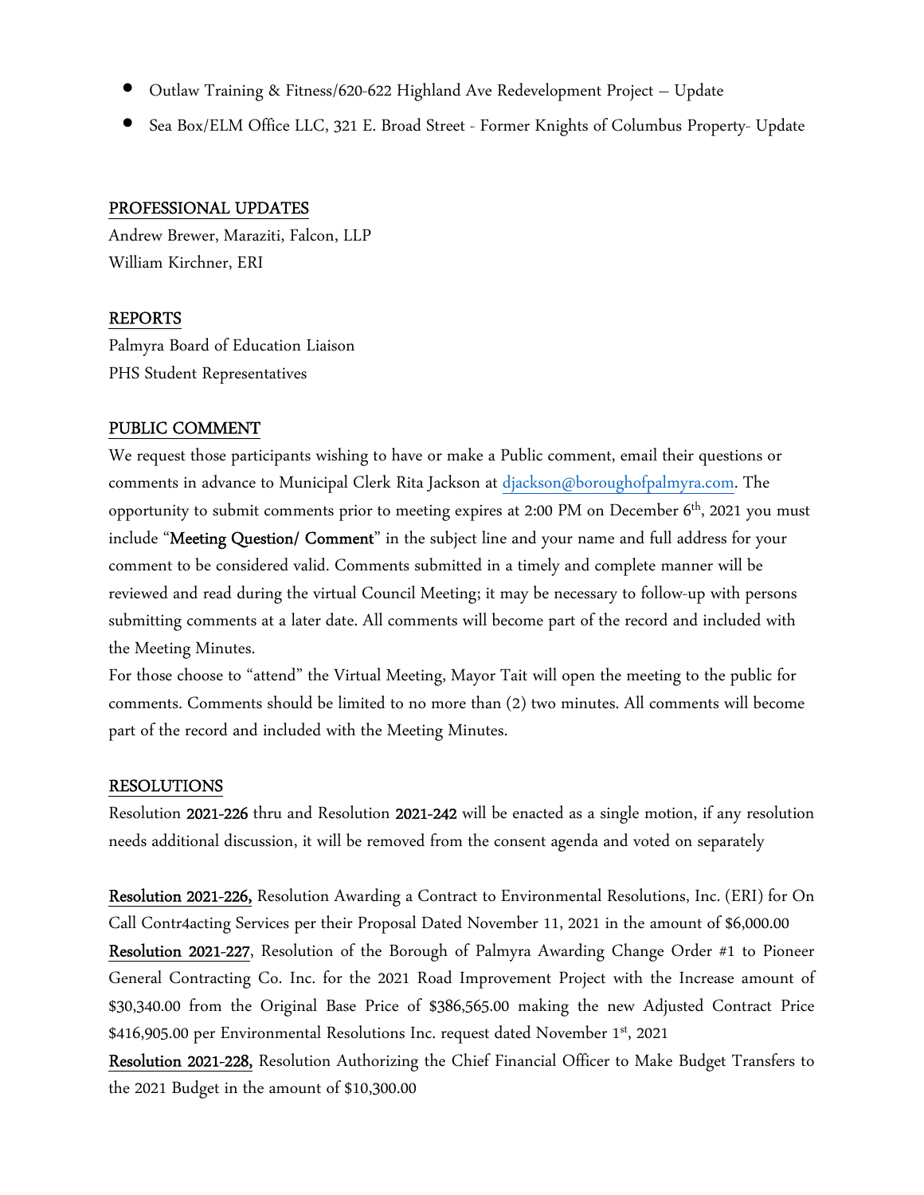- Outlaw Training & Fitness/620-622 Highland Ave Redevelopment Project – Update
- Sea Box/ELM Office LLC, 321 E. Broad Street - Former Knights of Columbus Property- Update

## PROFESSIONAL UPDATES

Andrew Brewer, Maraziti, Falcon, LLP
William Kirchner, ERI

## REPORTS

Palmyra Board of Education Liaison
PHS Student Representatives

## PUBLIC COMMENT

We request those participants wishing to have or make a Public comment, email their questions or comments in advance to Municipal Clerk Rita Jackson at djackson@boroughofpalmyra.com. The opportunity to submit comments prior to meeting expires at 2:00 PM on December 6th, 2021 you must include "**Meeting Question/ Comment**" in the subject line and your name and full address for your comment to be considered valid. Comments submitted in a timely and complete manner will be reviewed and read during the virtual Council Meeting; it may be necessary to follow-up with persons submitting comments at a later date. All comments will become part of the record and included with the Meeting Minutes.

For those choose to "attend" the Virtual Meeting, Mayor Tait will open the meeting to the public for comments. Comments should be limited to no more than (2) two minutes. All comments will become part of the record and included with the Meeting Minutes.

## RESOLUTIONS

Resolution **2021-226** thru and Resolution **2021-242** will be enacted as a single motion, if any resolution needs additional discussion, it will be removed from the consent agenda and voted on separately

**Resolution 2021-226,** Resolution Awarding a Contract to Environmental Resolutions, Inc. (ERI) for On Call Contr4acting Services per their Proposal Dated November 11, 2021 in the amount of $6,000.00

**Resolution 2021-227**, Resolution of the Borough of Palmyra Awarding Change Order #1 to Pioneer General Contracting Co. Inc. for the 2021 Road Improvement Project with the Increase amount of $30,340.00 from the Original Base Price of $386,565.00 making the new Adjusted Contract Price $416,905.00 per Environmental Resolutions Inc. request dated November 1st, 2021

**Resolution 2021-228,** Resolution Authorizing the Chief Financial Officer to Make Budget Transfers to the 2021 Budget in the amount of $10,300.00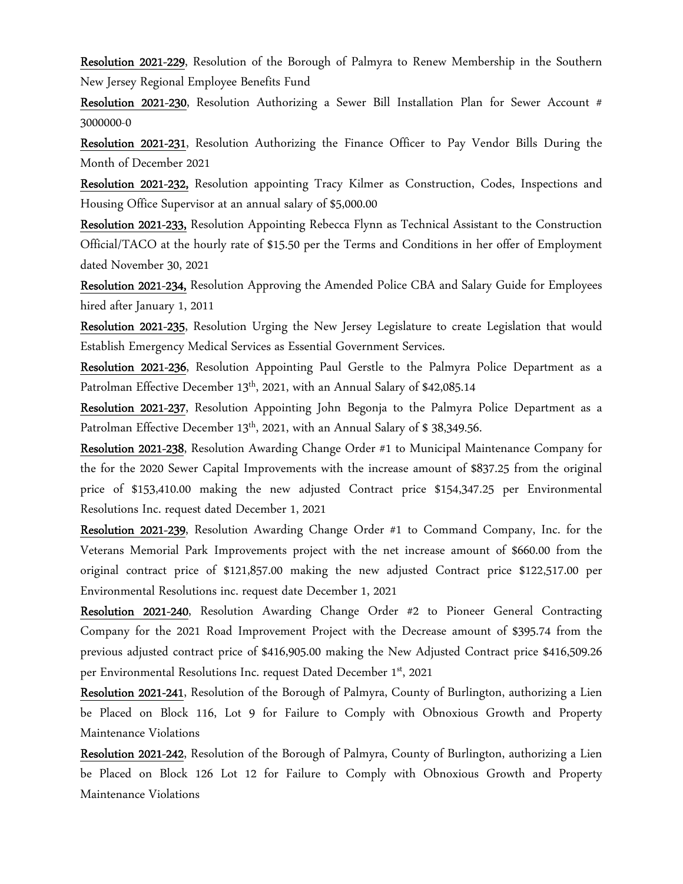**Resolution 2021-229**, Resolution of the Borough of Palmyra to Renew Membership in the Southern New Jersey Regional Employee Benefits Fund

**Resolution 2021-230**, Resolution Authorizing a Sewer Bill Installation Plan for Sewer Account # 3000000-0

**Resolution 2021-231**, Resolution Authorizing the Finance Officer to Pay Vendor Bills During the Month of December 2021

**Resolution 2021-232,** Resolution appointing Tracy Kilmer as Construction, Codes, Inspections and Housing Office Supervisor at an annual salary of $5,000.00

**Resolution 2021-233,** Resolution Appointing Rebecca Flynn as Technical Assistant to the Construction Official/TACO at the hourly rate of $15.50 per the Terms and Conditions in her offer of Employment dated November 30, 2021

**Resolution 2021-234,** Resolution Approving the Amended Police CBA and Salary Guide for Employees hired after January 1, 2011

**Resolution 2021-235**, Resolution Urging the New Jersey Legislature to create Legislation that would Establish Emergency Medical Services as Essential Government Services.

**Resolution 2021-236**, Resolution Appointing Paul Gerstle to the Palmyra Police Department as a Patrolman Effective December 13th, 2021, with an Annual Salary of $42,085.14

**Resolution 2021-237**, Resolution Appointing John Begonja to the Palmyra Police Department as a Patrolman Effective December 13th, 2021, with an Annual Salary of $ 38,349.56.

**Resolution 2021-238**, Resolution Awarding Change Order #1 to Municipal Maintenance Company for the for the 2020 Sewer Capital Improvements with the increase amount of $837.25 from the original price of $153,410.00 making the new adjusted Contract price $154,347.25 per Environmental Resolutions Inc. request dated December 1, 2021

**Resolution 2021-239**, Resolution Awarding Change Order #1 to Command Company, Inc. for the Veterans Memorial Park Improvements project with the net increase amount of $660.00 from the original contract price of $121,857.00 making the new adjusted Contract price $122,517.00 per Environmental Resolutions inc. request date December 1, 2021

**Resolution 2021-240**, Resolution Awarding Change Order #2 to Pioneer General Contracting Company for the 2021 Road Improvement Project with the Decrease amount of $395.74 from the previous adjusted contract price of $416,905.00 making the New Adjusted Contract price $416,509.26 per Environmental Resolutions Inc. request Dated December 1st, 2021

**Resolution 2021-241**, Resolution of the Borough of Palmyra, County of Burlington, authorizing a Lien be Placed on Block 116, Lot 9 for Failure to Comply with Obnoxious Growth and Property Maintenance Violations

**Resolution 2021-242**, Resolution of the Borough of Palmyra, County of Burlington, authorizing a Lien be Placed on Block 126 Lot 12 for Failure to Comply with Obnoxious Growth and Property Maintenance Violations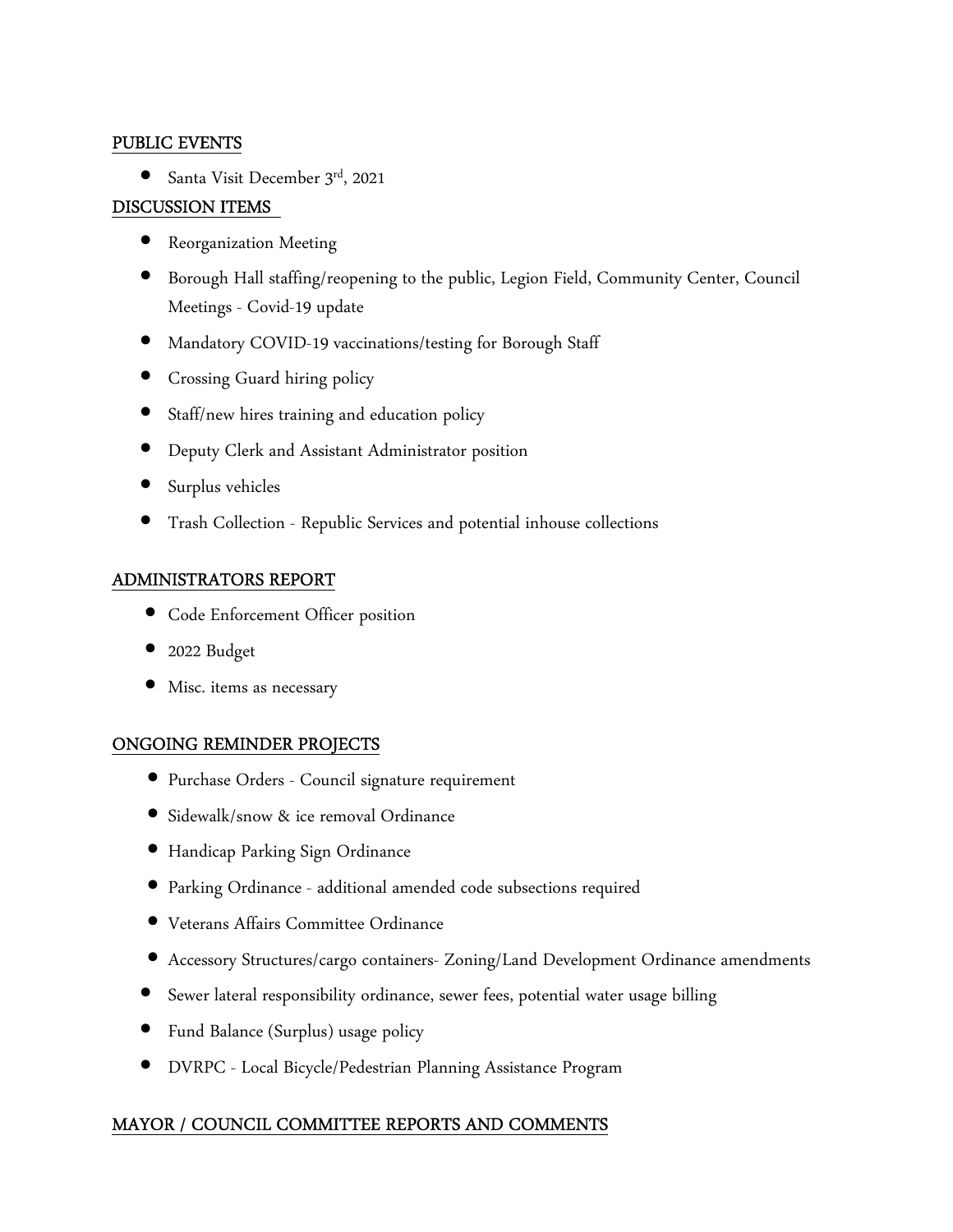## PUBLIC EVENTS

- Santa Visit December 3rd, 2021

## DISCUSSION ITEMS

- Reorganization Meeting
- Borough Hall staffing/reopening to the public, Legion Field, Community Center, Council Meetings - Covid-19 update
- Mandatory COVID-19 vaccinations/testing for Borough Staff
- Crossing Guard hiring policy
- Staff/new hires training and education policy
- Deputy Clerk and Assistant Administrator position
- Surplus vehicles
- Trash Collection - Republic Services and potential inhouse collections

## ADMINISTRATORS REPORT

- Code Enforcement Officer position
- 2022 Budget
- Misc. items as necessary

## ONGOING REMINDER PROJECTS

- Purchase Orders - Council signature requirement
- Sidewalk/snow & ice removal Ordinance
- Handicap Parking Sign Ordinance
- Parking Ordinance - additional amended code subsections required
- Veterans Affairs Committee Ordinance
- Accessory Structures/cargo containers- Zoning/Land Development Ordinance amendments
- Sewer lateral responsibility ordinance, sewer fees, potential water usage billing
- Fund Balance (Surplus) usage policy
- DVRPC - Local Bicycle/Pedestrian Planning Assistance Program

## MAYOR / COUNCIL COMMITTEE REPORTS AND COMMENTS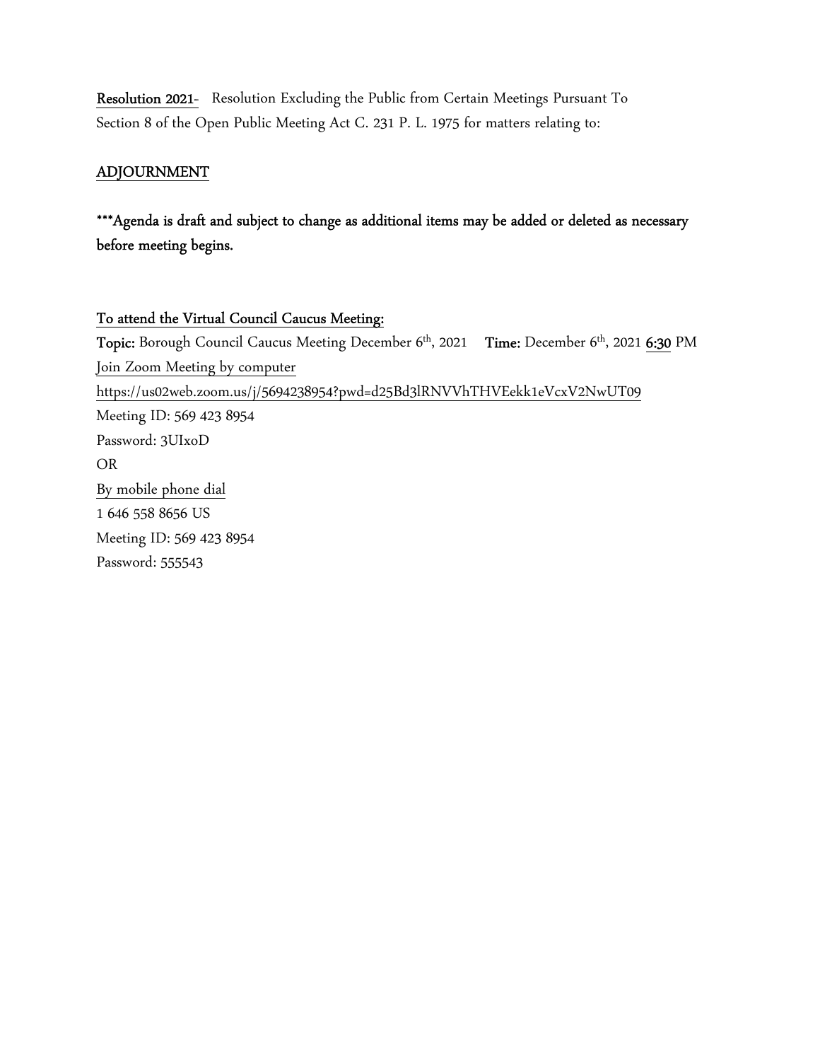**Resolution 2021-** Resolution Excluding the Public from Certain Meetings Pursuant To Section 8 of the Open Public Meeting Act C. 231 P. L. 1975 for matters relating to:

**ADJOURNMENT**

**\*\*\*Agenda is draft and subject to change as additional items may be added or deleted as necessary before meeting begins.**

**To attend the Virtual Council Caucus Meeting:**

**Topic:** Borough Council Caucus Meeting December 6th, 2021 **Time:** December 6th, 2021 **6:30** PM

Join Zoom Meeting by computer

https://us02web.zoom.us/j/5694238954?pwd=d25Bd3lRNVVhTHVEekk1eVcxV2NwUT09

Meeting ID: 569 423 8954

Password: 3UIxoD

OR

By mobile phone dial

1 646 558 8656 US

Meeting ID: 569 423 8954

Password: 555543